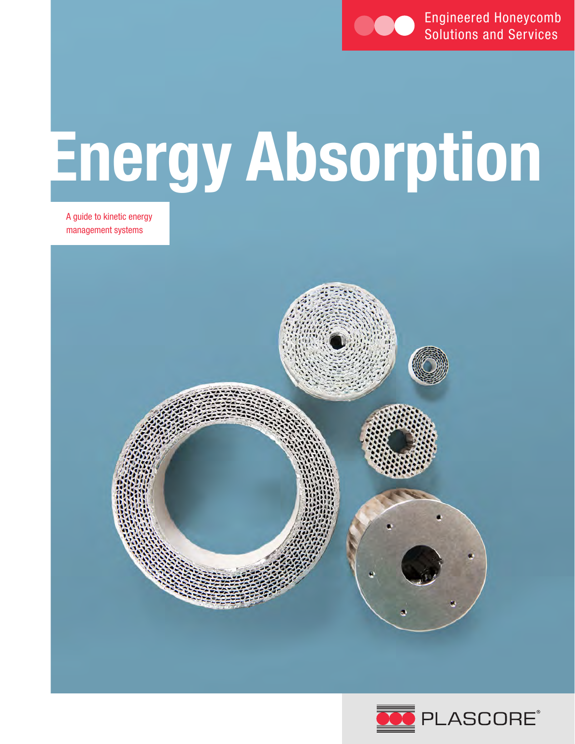Engineered Honeycomb Solutions and Services

# Energy Absorption

A guide to kinetic energy management systems

PLASCORE®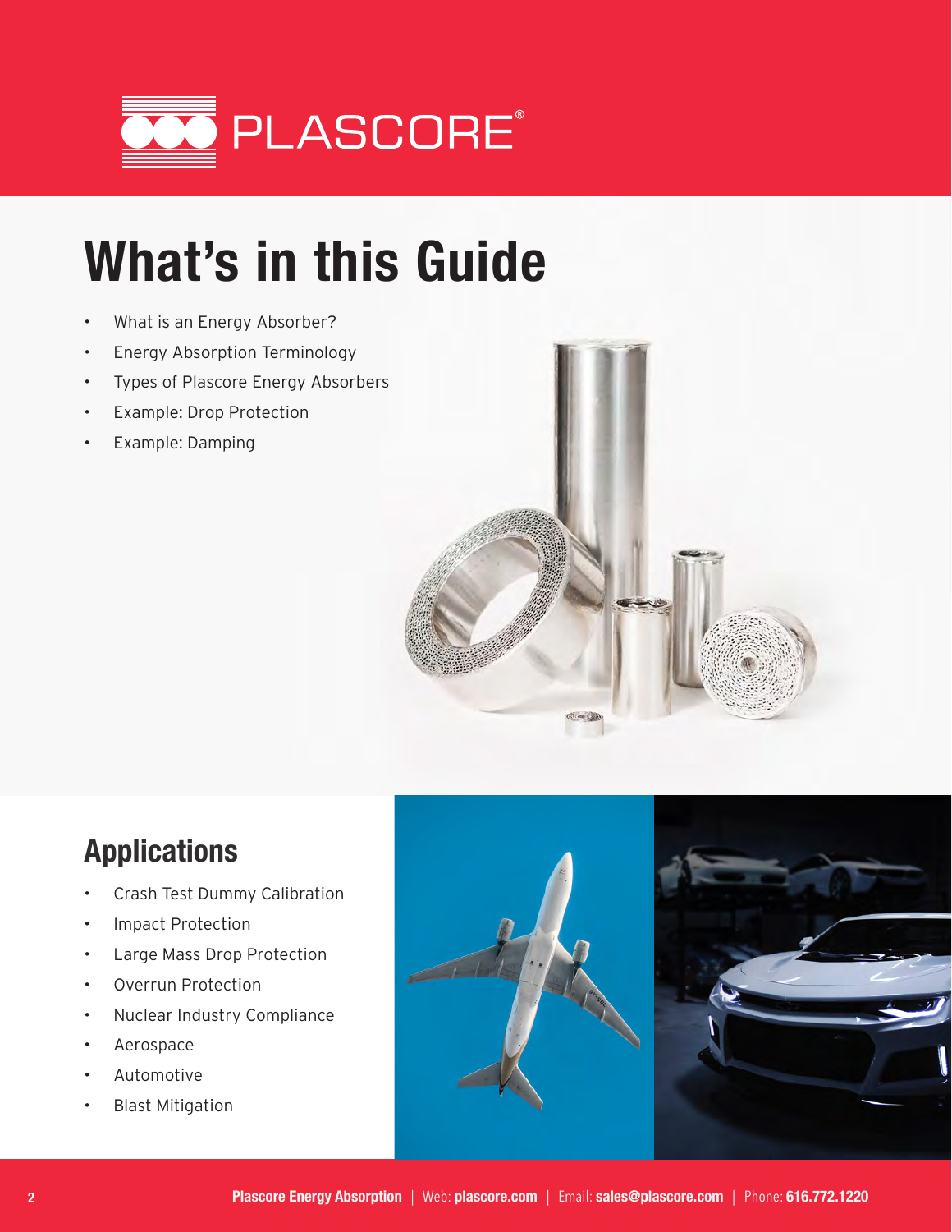# What's in this Guide

- What is an Energy Absorber?
- Energy Absorption Terminology
- Types of Plascore Energy Absorbers
- Example: Drop Protection
- Example: Damping

## Applications

- Crash Test Dummy Calibration
- Impact Protection
- Large Mass Drop Protection
- Overrun Protection
- Nuclear Industry Compliance
- Aerospace
- Automotive
- Blast Mitigation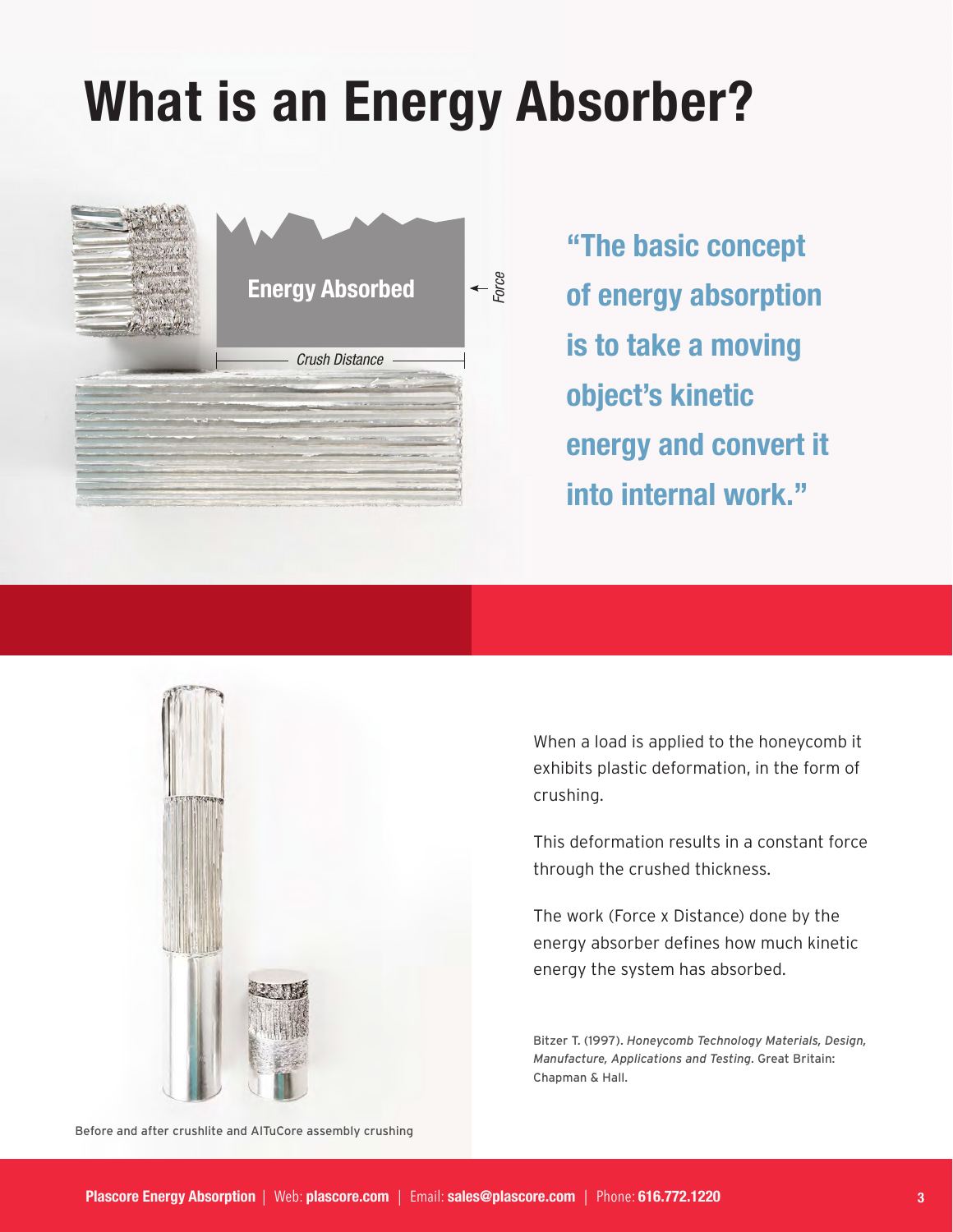# What is an Energy Absorber?

Energy Absorbed

Force

Crush Distance

**"The basic concept of energy absorption is to take a moving object's kinetic energy and convert it into internal work."**

When a load is applied to the honeycomb it exhibits plastic deformation, in the form of crushing.

This deformation results in a constant force through the crushed thickness.

The work (Force x Distance) done by the energy absorber defines how much kinetic energy the system has absorbed.

Bitzer T. (1997). *Honeycomb Technology Materials, Design, Manufacture, Applications and Testing*. Great Britain: Chapman & Hall.

Before and after crushlite and AlTuCore assembly crushing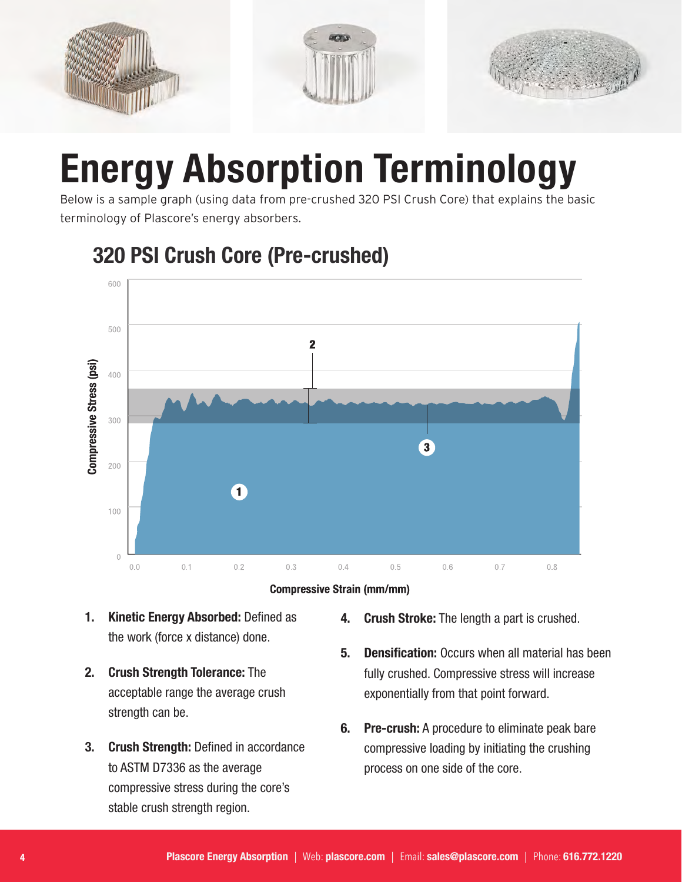# Energy Absorption Terminology

Below is a sample graph (using data from pre-crushed 320 PSI Crush Core) that explains the basic terminology of Plascore's energy absorbers.

## 320 PSI Crush Core (Pre-crushed)

Compressive Stress (psi)

Compressive Strain (mm/mm)

1. **Kinetic Energy Absorbed:** Defined as the work (force x distance) done.
2. **Crush Strength Tolerance:** The acceptable range the average crush strength can be.
3. **Crush Strength:** Defined in accordance to ASTM D7336 as the average compressive stress during the core's stable crush strength region.
4. **Crush Stroke:** The length a part is crushed.
5. **Densification:** Occurs when all material has been fully crushed. Compressive stress will increase exponentially from that point forward.
6. **Pre-crush:** A procedure to eliminate peak bare compressive loading by initiating the crushing process on one side of the core.

**Plascore Energy Absorption** | Web: **plascore.com** | Email: **sales@plascore.com** | Phone: **616.772.1220**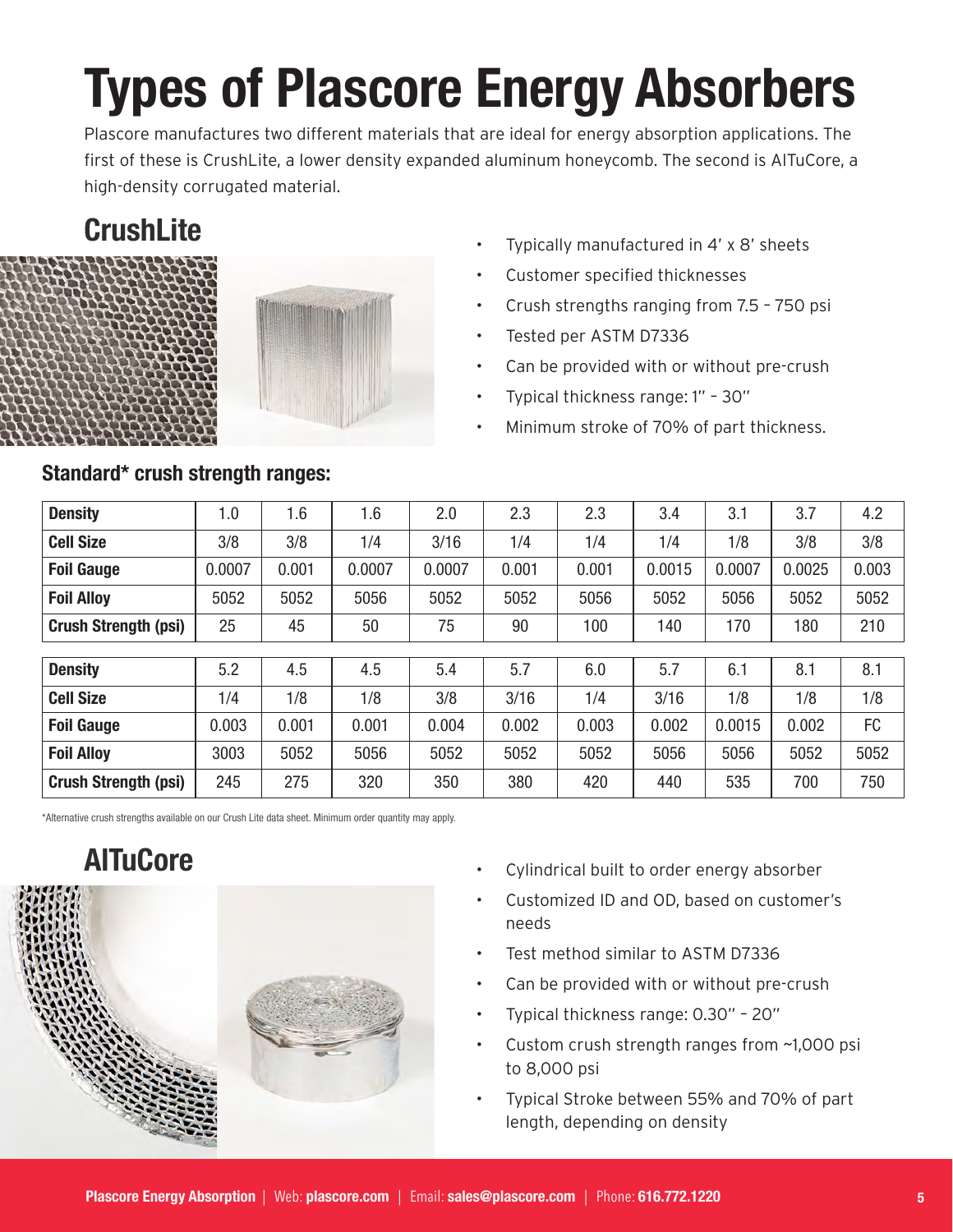# Types of Plascore Energy Absorbers

Plascore manufactures two different materials that are ideal for energy absorption applications. The first of these is CrushLite, a lower density expanded aluminum honeycomb. The second is AlTuCore, a high-density corrugated material.

## CrushLite

- Typically manufactured in 4' x 8' sheets
- Customer specified thicknesses
- Crush strengths ranging from 7.5 – 750 psi
- Tested per ASTM D7336
- Can be provided with or without pre-crush
- Typical thickness range: 1" – 30"
- Minimum stroke of 70% of part thickness.

### Standard* crush strength ranges:

| **Density** | 1.0 | 1.6 | 1.6 | 2.0 | 2.3 | 2.3 | 3.4 | 3.1 | 3.7 | 4.2 |
|---|---|---|---|---|---|---|---|---|---|---|
| **Cell Size** | 3/8 | 3/8 | 1/4 | 3/16 | 1/4 | 1/4 | 1/4 | 1/8 | 3/8 | 3/8 |
| **Foil Gauge** | 0.0007 | 0.001 | 0.0007 | 0.0007 | 0.001 | 0.001 | 0.0015 | 0.0007 | 0.0025 | 0.003 |
| **Foil Alloy** | 5052 | 5052 | 5056 | 5052 | 5052 | 5056 | 5052 | 5056 | 5052 | 5052 |
| **Crush Strength (psi)** | 25 | 45 | 50 | 75 | 90 | 100 | 140 | 170 | 180 | 210 |

| **Density** | 5.2 | 4.5 | 4.5 | 5.4 | 5.7 | 6.0 | 5.7 | 6.1 | 8.1 | 8.1 |
|---|---|---|---|---|---|---|---|---|---|---|
| **Cell Size** | 1/4 | 1/8 | 1/8 | 3/8 | 3/16 | 1/4 | 3/16 | 1/8 | 1/8 | 1/8 |
| **Foil Gauge** | 0.003 | 0.001 | 0.001 | 0.004 | 0.002 | 0.003 | 0.002 | 0.0015 | 0.002 | FC |
| **Foil Alloy** | 3003 | 5052 | 5056 | 5052 | 5052 | 5052 | 5056 | 5056 | 5052 | 5052 |
| **Crush Strength (psi)** | 245 | 275 | 320 | 350 | 380 | 420 | 440 | 535 | 700 | 750 |

*Alternative crush strengths available on our Crush Lite data sheet. Minimum order quantity may apply.

## AlTuCore

- Cylindrical built to order energy absorber
- Customized ID and OD, based on customer's needs
- Test method similar to ASTM D7336
- Can be provided with or without pre-crush
- Typical thickness range: 0.30" – 20"
- Custom crush strength ranges from ~1,000 psi to 8,000 psi
- Typical Stroke between 55% and 70% of part length, depending on density

**Plascore Energy Absorption** | Web: **plascore.com** | Email: **sales@plascore.com** | Phone: **616.772.1220**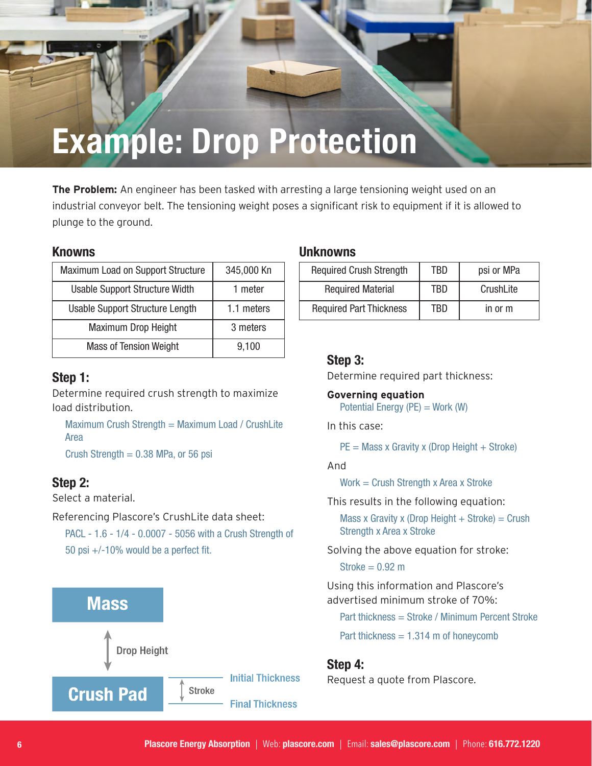# Example: Drop Protection

**The Problem:** An engineer has been tasked with arresting a large tensioning weight used on an industrial conveyor belt. The tensioning weight poses a significant risk to equipment if it is allowed to plunge to the ground.

### Knowns

| Maximum Load on Support Structure | 345,000 Kn |
|---|---|
| Usable Support Structure Width | 1 meter |
| Usable Support Structure Length | 1.1 meters |
| Maximum Drop Height | 3 meters |
| Mass of Tension Weight | 9,100 |

### Unknowns

| Required Crush Strength | TBD | psi or MPa |
|---|---|---|
| Required Material | TBD | CrushLite |
| Required Part Thickness | TBD | in or m |

### Step 1:

Determine required crush strength to maximize load distribution.

Maximum Crush Strength = Maximum Load / CrushLite Area

Crush Strength = 0.38 MPa, or 56 psi

### Step 2:

Select a material.

Referencing Plascore's CrushLite data sheet:

PACL - 1.6 - 1/4 - 0.0007 - 5056 with a Crush Strength of 50 psi +/-10% would be a perfect fit.

Mass

Drop Height

Crush Pad

Stroke

Initial Thickness

Final Thickness

### Step 3:

Determine required part thickness:

**Governing equation**

Potential Energy (PE) = Work (W)

In this case:

PE = Mass x Gravity x (Drop Height + Stroke)

And

Work = Crush Strength x Area x Stroke

This results in the following equation:

Mass x Gravity x (Drop Height + Stroke) = Crush Strength x Area x Stroke

Solving the above equation for stroke:

Stroke = 0.92 m

Using this information and Plascore's advertised minimum stroke of 70%:

Part thickness = Stroke / Minimum Percent Stroke

Part thickness = 1.314 m of honeycomb

### Step 4:

Request a quote from Plascore.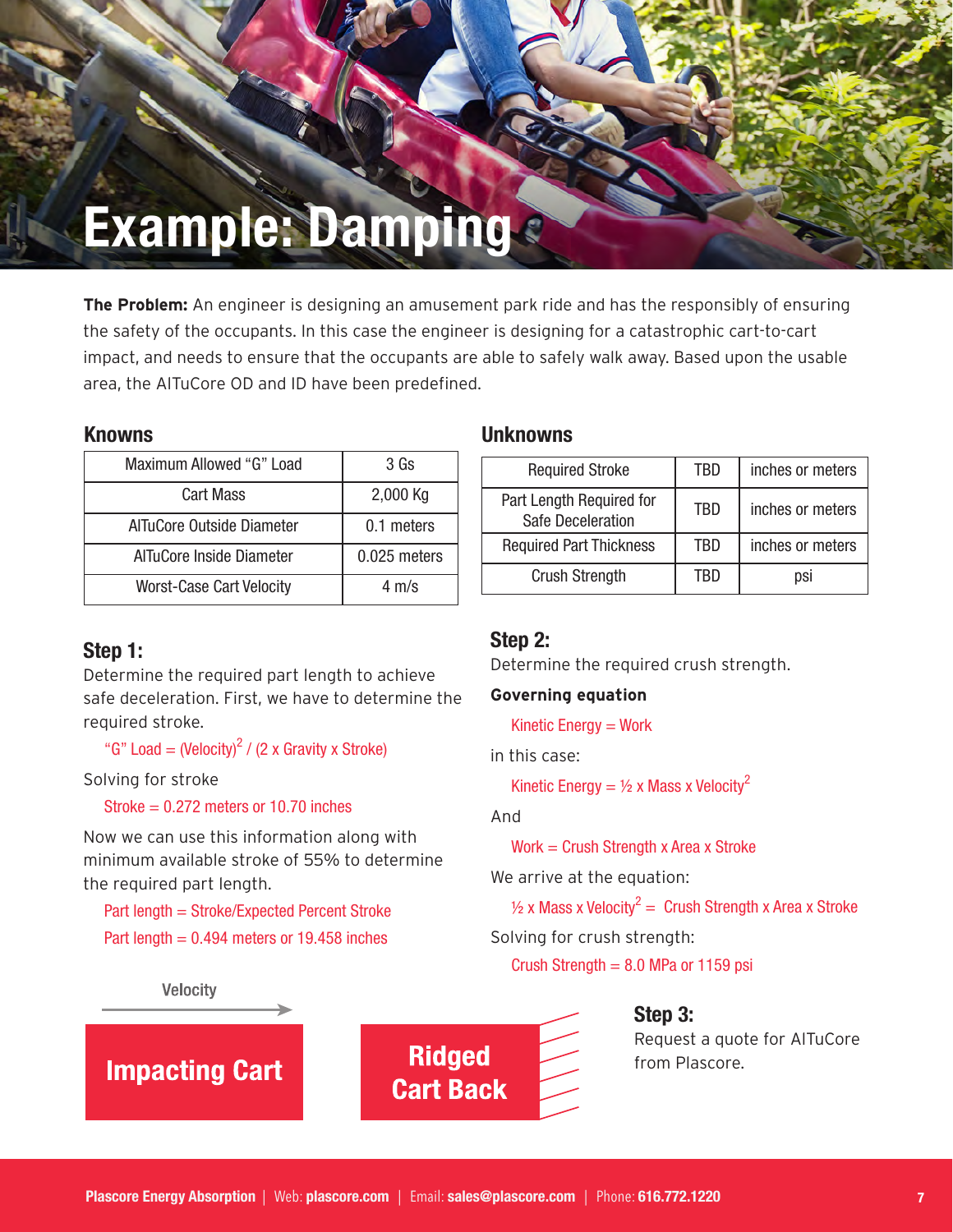# Example: Damping

**The Problem:** An engineer is designing an amusement park ride and has the responsibly of ensuring the safety of the occupants. In this case the engineer is designing for a catastrophic cart-to-cart impact, and needs to ensure that the occupants are able to safely walk away. Based upon the usable area, the AlTuCore OD and ID have been predefined.

## Knowns

| | |
|---|---|
| Maximum Allowed "G" Load | 3 Gs |
| Cart Mass | 2,000 Kg |
| AlTuCore Outside Diameter | 0.1 meters |
| AlTuCore Inside Diameter | 0.025 meters |
| Worst-Case Cart Velocity | 4 m/s |

## Unknowns

| | | |
|---|---|---|
| Required Stroke | TBD | inches or meters |
| Part Length Required for Safe Deceleration | TBD | inches or meters |
| Required Part Thickness | TBD | inches or meters |
| Crush Strength | TBD | psi |

## Step 1:

Determine the required part length to achieve safe deceleration. First, we have to determine the required stroke.

"G" Load = $(\text{Velocity})^2$ / (2 x Gravity x Stroke)

Solving for stroke

Stroke = 0.272 meters or 10.70 inches

Now we can use this information along with minimum available stroke of 55% to determine the required part length.

Part length = Stroke/Expected Percent Stroke

Part length = 0.494 meters or 19.458 inches

Velocity

Impacting Cart

Ridged Cart Back

## Step 2:

Determine the required crush strength.

**Governing equation**

Kinetic Energy = Work

in this case:

Kinetic Energy = ½ x Mass x $\text{Velocity}^2$

And

Work = Crush Strength x Area x Stroke

We arrive at the equation:

½ x Mass x $\text{Velocity}^2$ = Crush Strength x Area x Stroke

Solving for crush strength:

Crush Strength = 8.0 MPa or 1159 psi

## Step 3:

Request a quote for AlTuCore from Plascore.

**Plascore Energy Absorption** | Web: **plascore.com** | Email: **sales@plascore.com** | Phone: **616.772.1220**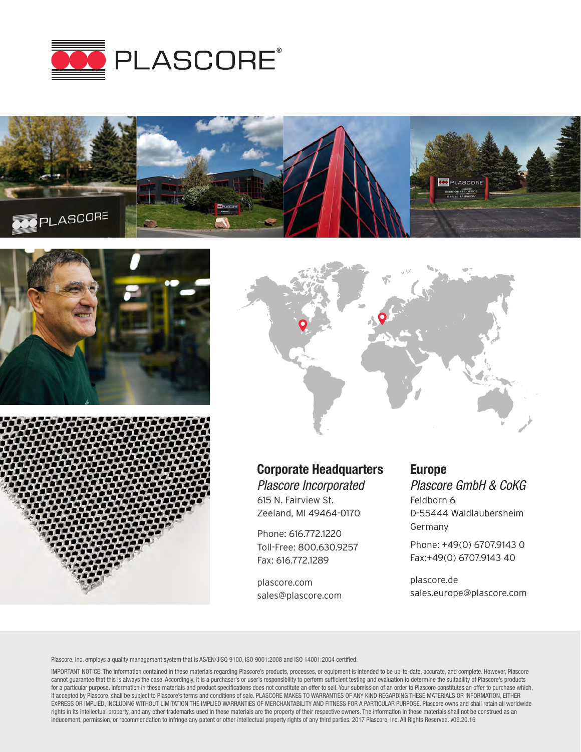PLASCORE®

## Corporate Headquarters

*Plascore Incorporated*
615 N. Fairview St.
Zeeland, MI 49464-0170

Phone: 616.772.1220
Toll-Free: 800.630.9257
Fax: 616.772.1289

plascore.com
sales@plascore.com

## Europe

*Plascore GmbH & CoKG*
Feldborn 6
D-55444 Waldlaubersheim
Germany

Phone: +49(0) 6707.9143 0
Fax:+49(0) 6707.9143 40

plascore.de
sales.europe@plascore.com

Plascore, Inc. employs a quality management system that is AS/EN/JISQ 9100, ISO 9001:2008 and ISO 14001:2004 certified.

IMPORTANT NOTICE: The information contained in these materials regarding Plascore's products, processes, or equipment is intended to be up-to-date, accurate, and complete. However, Plascore cannot guarantee that this is always the case. Accordingly, it is a purchaser's or user's responsibility to perform sufficient testing and evaluation to determine the suitability of Plascore's products for a particular purpose. Information in these materials and product specifications does not constitute an offer to sell. Your submission of an order to Plascore constitutes an offer to purchase which, if accepted by Plascore, shall be subject to Plascore's terms and conditions of sale. PLASCORE MAKES TO WARRANTIES OF ANY KIND REGARDING THESE MATERIALS OR INFORMATION, EITHER EXPRESS OR IMPLIED, INCLUDING WITHOUT LIMITATION THE IMPLIED WARRANTIES OF MERCHANTABILITY AND FITNESS FOR A PARTICULAR PURPOSE. Plascore owns and shall retain all worldwide rights in its intellectual property, and any other trademarks used in these materials are the property of their respective owners. The information in these materials shall not be construed as an inducement, permission, or recommendation to infringe any patent or other intellectual property rights of any third parties. 2017 Plascore, Inc. All Rights Reserved. v09.20.16